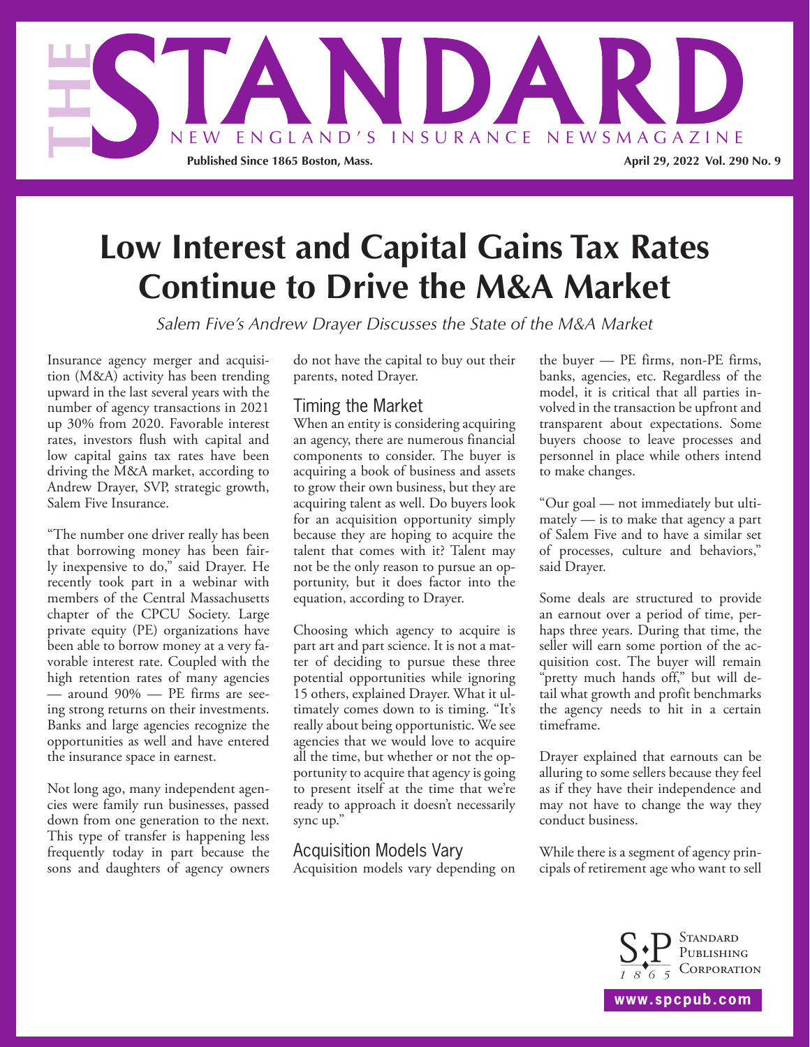# THE STANDARD

NEW ENGLAND'S INSURANCE NEWSMAGAZINE

**Published Since 1865 Boston, Mass.** **April 29, 2022 Vol. 290 No. 9**

# Low Interest and Capital Gains Tax Rates Continue to Drive the M&A Market

*Salem Five's Andrew Drayer Discusses the State of the M&A Market*

Insurance agency merger and acquisition (M&A) activity has been trending upward in the last several years with the number of agency transactions in 2021 up 30% from 2020. Favorable interest rates, investors flush with capital and low capital gains tax rates have been driving the M&A market, according to Andrew Drayer, SVP, strategic growth, Salem Five Insurance.

"The number one driver really has been that borrowing money has been fairly inexpensive to do," said Drayer. He recently took part in a webinar with members of the Central Massachusetts chapter of the CPCU Society. Large private equity (PE) organizations have been able to borrow money at a very favorable interest rate. Coupled with the high retention rates of many agencies — around 90% — PE firms are seeing strong returns on their investments. Banks and large agencies recognize the opportunities as well and have entered the insurance space in earnest.

Not long ago, many independent agencies were family run businesses, passed down from one generation to the next. This type of transfer is happening less frequently today in part because the sons and daughters of agency owners do not have the capital to buy out their parents, noted Drayer.

## Timing the Market

When an entity is considering acquiring an agency, there are numerous financial components to consider. The buyer is acquiring a book of business and assets to grow their own business, but they are acquiring talent as well. Do buyers look for an acquisition opportunity simply because they are hoping to acquire the talent that comes with it? Talent may not be the only reason to pursue an opportunity, but it does factor into the equation, according to Drayer.

Choosing which agency to acquire is part art and part science. It is not a matter of deciding to pursue these three potential opportunities while ignoring 15 others, explained Drayer. What it ultimately comes down to is timing. "It's really about being opportunistic. We see agencies that we would love to acquire all the time, but whether or not the opportunity to acquire that agency is going to present itself at the time that we're ready to approach it doesn't necessarily sync up."

## Acquisition Models Vary

Acquisition models vary depending on the buyer — PE firms, non-PE firms, banks, agencies, etc. Regardless of the model, it is critical that all parties involved in the transaction be upfront and transparent about expectations. Some buyers choose to leave processes and personnel in place while others intend to make changes.

"Our goal — not immediately but ultimately — is to make that agency a part of Salem Five and to have a similar set of processes, culture and behaviors," said Drayer.

Some deals are structured to provide an earnout over a period of time, perhaps three years. During that time, the seller will earn some portion of the acquisition cost. The buyer will remain "pretty much hands off," but will detail what growth and profit benchmarks the agency needs to hit in a certain timeframe.

Drayer explained that earnouts can be alluring to some sellers because they feel as if they have their independence and may not have to change the way they conduct business.

While there is a segment of agency principals of retirement age who want to sell

Standard Publishing Corporation 1865

www.spcpub.com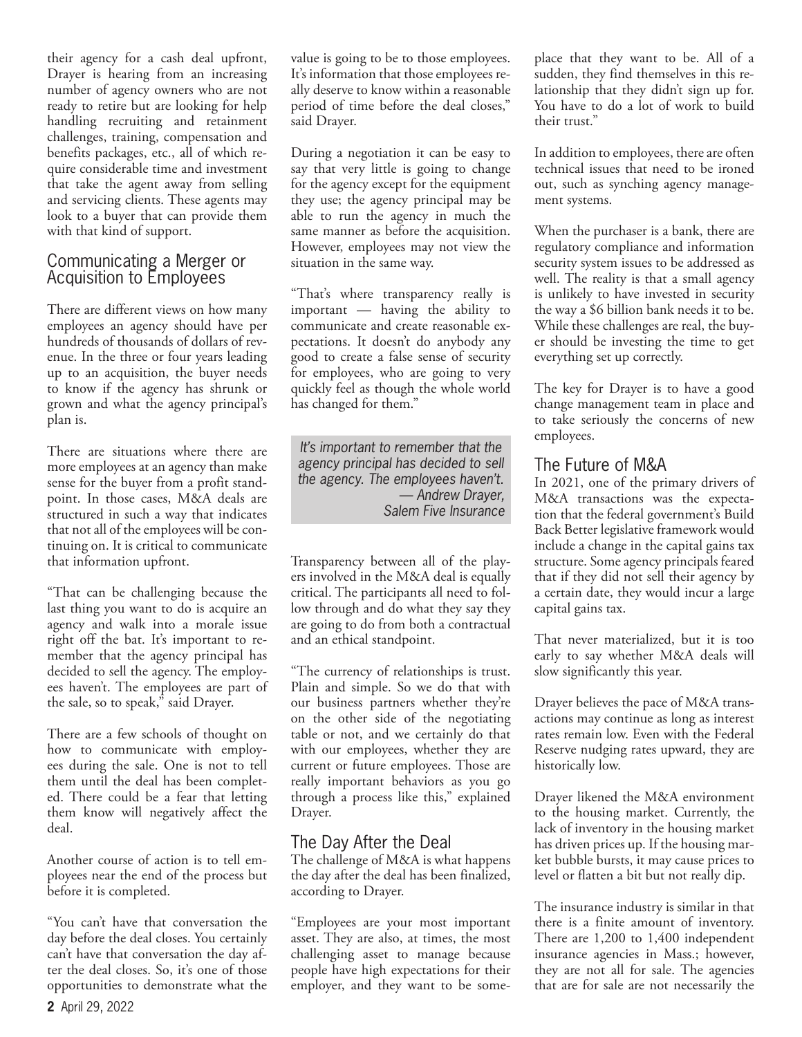their agency for a cash deal upfront, Drayer is hearing from an increasing number of agency owners who are not ready to retire but are looking for help handling recruiting and retainment challenges, training, compensation and benefits packages, etc., all of which require considerable time and investment that take the agent away from selling and servicing clients. These agents may look to a buyer that can provide them with that kind of support.

## Communicating a Merger or Acquisition to Employees

There are different views on how many employees an agency should have per hundreds of thousands of dollars of revenue. In the three or four years leading up to an acquisition, the buyer needs to know if the agency has shrunk or grown and what the agency principal's plan is.

There are situations where there are more employees at an agency than make sense for the buyer from a profit standpoint. In those cases, M&A deals are structured in such a way that indicates that not all of the employees will be continuing on. It is critical to communicate that information upfront.

"That can be challenging because the last thing you want to do is acquire an agency and walk into a morale issue right off the bat. It's important to remember that the agency principal has decided to sell the agency. The employees haven't. The employees are part of the sale, so to speak," said Drayer.

There are a few schools of thought on how to communicate with employees during the sale. One is not to tell them until the deal has been completed. There could be a fear that letting them know will negatively affect the deal.

Another course of action is to tell employees near the end of the process but before it is completed.

"You can't have that conversation the day before the deal closes. You certainly can't have that conversation the day after the deal closes. So, it's one of those opportunities to demonstrate what the value is going to be to those employees. It's information that those employees really deserve to know within a reasonable period of time before the deal closes," said Drayer.

During a negotiation it can be easy to say that very little is going to change for the agency except for the equipment they use; the agency principal may be able to run the agency in much the same manner as before the acquisition. However, employees may not view the situation in the same way.

"That's where transparency really is important — having the ability to communicate and create reasonable expectations. It doesn't do anybody any good to create a false sense of security for employees, who are going to very quickly feel as though the whole world has changed for them."

> *It's important to remember that the agency principal has decided to sell the agency. The employees haven't.*
> *— Andrew Drayer, Salem Five Insurance*

Transparency between all of the players involved in the M&A deal is equally critical. The participants all need to follow through and do what they say they are going to do from both a contractual and an ethical standpoint.

"The currency of relationships is trust. Plain and simple. So we do that with our business partners whether they're on the other side of the negotiating table or not, and we certainly do that with our employees, whether they are current or future employees. Those are really important behaviors as you go through a process like this," explained Drayer.

## The Day After the Deal

The challenge of M&A is what happens the day after the deal has been finalized, according to Drayer.

"Employees are your most important asset. They are also, at times, the most challenging asset to manage because people have high expectations for their employer, and they want to be someplace that they want to be. All of a sudden, they find themselves in this relationship that they didn't sign up for. You have to do a lot of work to build their trust."

In addition to employees, there are often technical issues that need to be ironed out, such as synching agency management systems.

When the purchaser is a bank, there are regulatory compliance and information security system issues to be addressed as well. The reality is that a small agency is unlikely to have invested in security the way a $6 billion bank needs it to be. While these challenges are real, the buyer should be investing the time to get everything set up correctly.

The key for Drayer is to have a good change management team in place and to take seriously the concerns of new employees.

## The Future of M&A

In 2021, one of the primary drivers of M&A transactions was the expectation that the federal government's Build Back Better legislative framework would include a change in the capital gains tax structure. Some agency principals feared that if they did not sell their agency by a certain date, they would incur a large capital gains tax.

That never materialized, but it is too early to say whether M&A deals will slow significantly this year.

Drayer believes the pace of M&A transactions may continue as long as interest rates remain low. Even with the Federal Reserve nudging rates upward, they are historically low.

Drayer likened the M&A environment to the housing market. Currently, the lack of inventory in the housing market has driven prices up. If the housing market bubble bursts, it may cause prices to level or flatten a bit but not really dip.

The insurance industry is similar in that there is a finite amount of inventory. There are 1,200 to 1,400 independent insurance agencies in Mass.; however, they are not all for sale. The agencies that are for sale are not necessarily the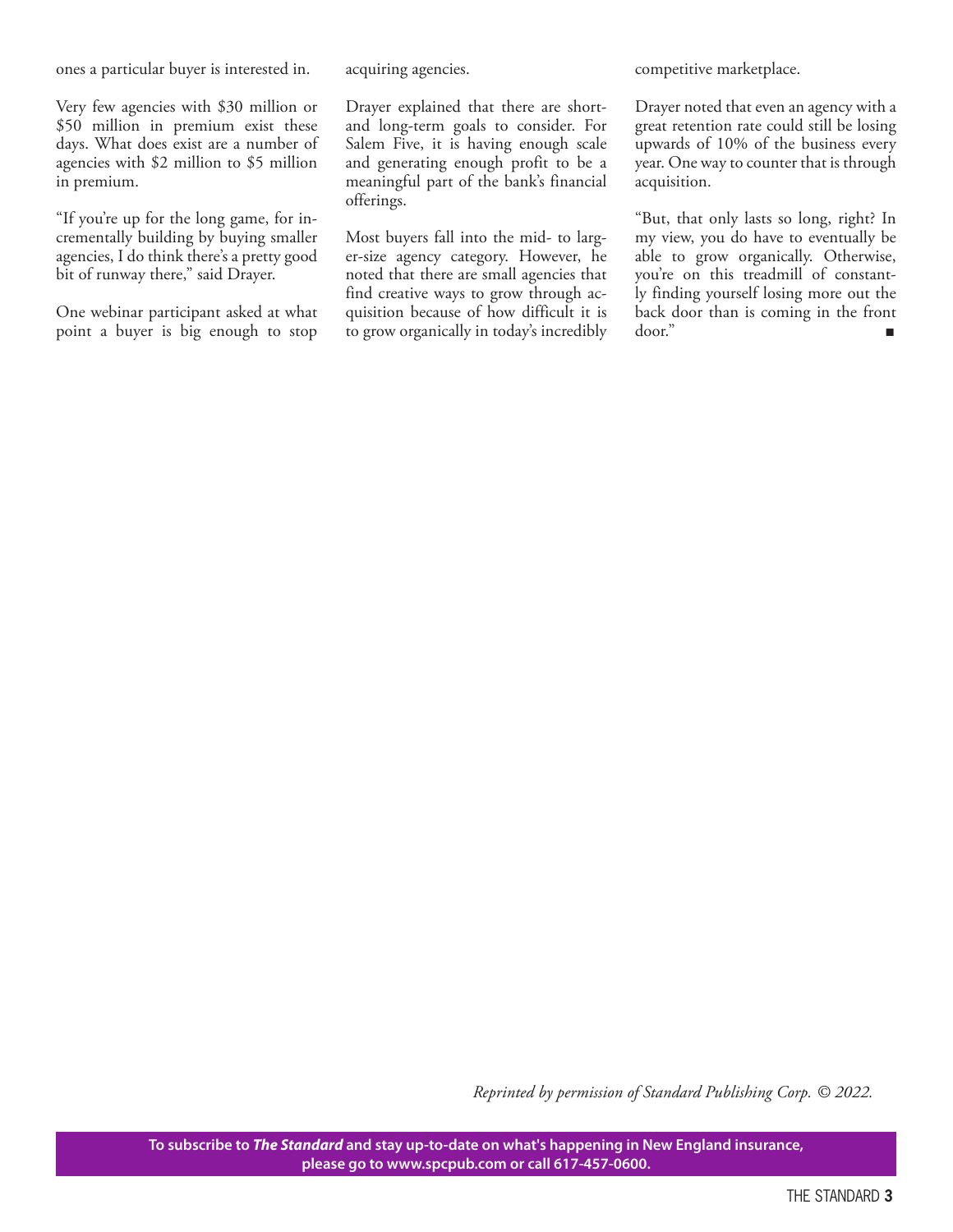ones a particular buyer is interested in.

Very few agencies with $30 million or $50 million in premium exist these days. What does exist are a number of agencies with $2 million to $5 million in premium.

"If you're up for the long game, for incrementally building by buying smaller agencies, I do think there's a pretty good bit of runway there," said Drayer.

One webinar participant asked at what point a buyer is big enough to stop acquiring agencies.

Drayer explained that there are short- and long-term goals to consider. For Salem Five, it is having enough scale and generating enough profit to be a meaningful part of the bank's financial offerings.

Most buyers fall into the mid- to larger-size agency category. However, he noted that there are small agencies that find creative ways to grow through acquisition because of how difficult it is to grow organically in today's incredibly competitive marketplace.

Drayer noted that even an agency with a great retention rate could still be losing upwards of 10% of the business every year. One way to counter that is through acquisition.

"But, that only lasts so long, right? In my view, you do have to eventually be able to grow organically. Otherwise, you're on this treadmill of constantly finding yourself losing more out the back door than is coming in the front door." ■

*Reprinted by permission of Standard Publishing Corp. © 2022.*

**To subscribe to *The Standard* and stay up-to-date on what's happening in New England insurance, please go to www.spcpub.com or call 617-457-0600.**